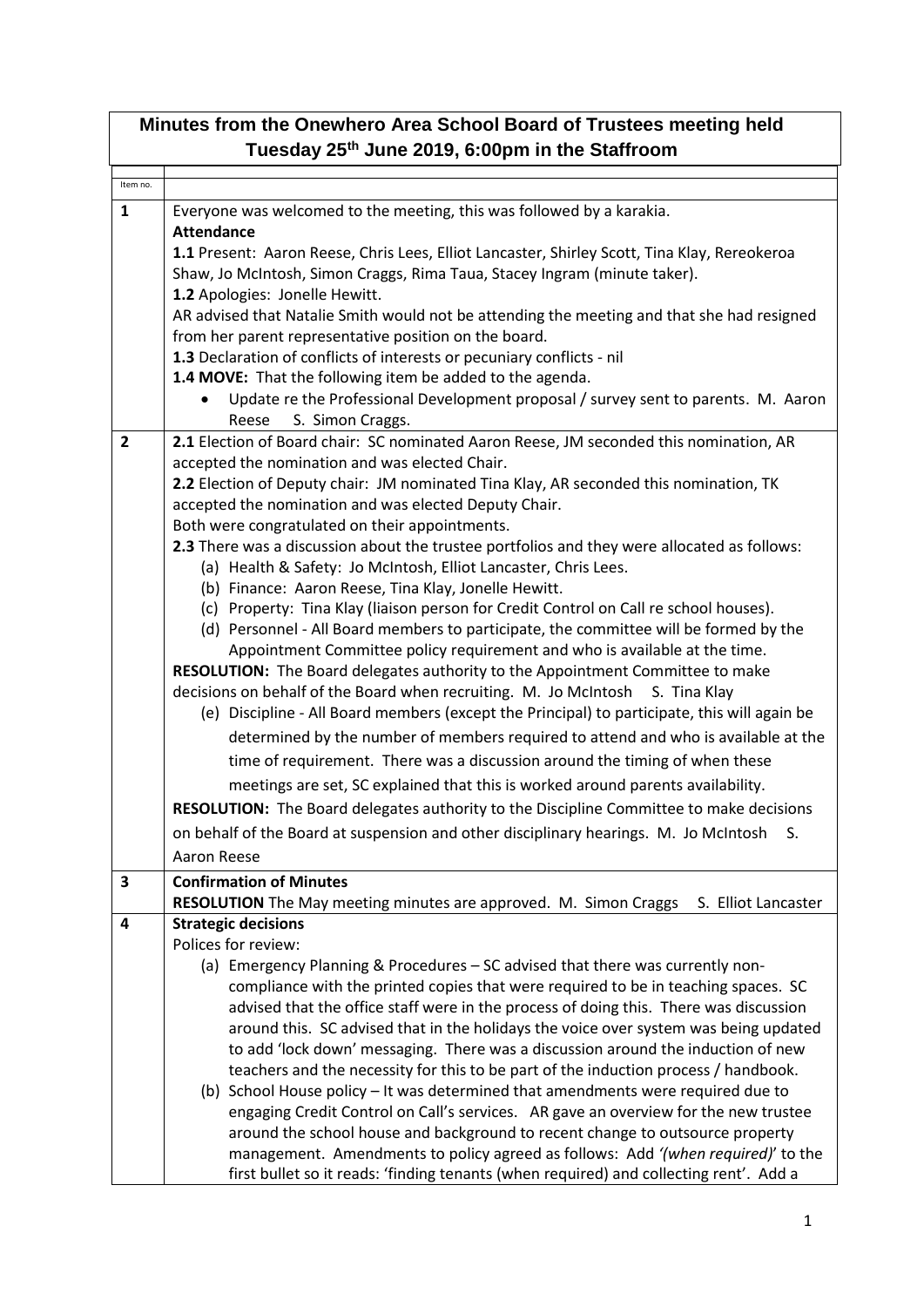# Minutes from the Onewhero Area School Board of Trustees meeting held Tuesday 25th June 2019, 6:00pm in the Staffroom

| Item no. | |
|---|---|
| 1 | Everyone was welcomed to the meeting, this was followed by a karakia.<br>**Attendance**<br>**1.1** Present: Aaron Reese, Chris Lees, Elliot Lancaster, Shirley Scott, Tina Klay, Rereokeroa Shaw, Jo McIntosh, Simon Craggs, Rima Taua, Stacey Ingram (minute taker).<br>**1.2** Apologies: Jonelle Hewitt.<br>AR advised that Natalie Smith would not be attending the meeting and that she had resigned from her parent representative position on the board.<br>**1.3** Declaration of conflicts of interests or pecuniary conflicts - nil<br>**1.4 MOVE:** That the following item be added to the agenda.<br>• Update re the Professional Development proposal / survey sent to parents. M. Aaron Reese S. Simon Craggs. |
| 2 | **2.1** Election of Board chair: SC nominated Aaron Reese, JM seconded this nomination, AR accepted the nomination and was elected Chair.<br>**2.2** Election of Deputy chair: JM nominated Tina Klay, AR seconded this nomination, TK accepted the nomination and was elected Deputy Chair.<br>Both were congratulated on their appointments.<br>**2.3** There was a discussion about the trustee portfolios and they were allocated as follows:<br>(a) Health & Safety: Jo McIntosh, Elliot Lancaster, Chris Lees.<br>(b) Finance: Aaron Reese, Tina Klay, Jonelle Hewitt.<br>(c) Property: Tina Klay (liaison person for Credit Control on Call re school houses).<br>(d) Personnel - All Board members to participate, the committee will be formed by the Appointment Committee policy requirement and who is available at the time.<br>**RESOLUTION:** The Board delegates authority to the Appointment Committee to make decisions on behalf of the Board when recruiting. M. Jo McIntosh S. Tina Klay<br>(e) Discipline - All Board members (except the Principal) to participate, this will again be determined by the number of members required to attend and who is available at the time of requirement. There was a discussion around the timing of when these meetings are set, SC explained that this is worked around parents availability.<br>**RESOLUTION:** The Board delegates authority to the Discipline Committee to make decisions on behalf of the Board at suspension and other disciplinary hearings. M. Jo McIntosh S. Aaron Reese |
| 3 | **Confirmation of Minutes**<br>**RESOLUTION** The May meeting minutes are approved. M. Simon Craggs S. Elliot Lancaster |
| 4 | **Strategic decisions**<br>Polices for review:<br>(a) Emergency Planning & Procedures – SC advised that there was currently non-compliance with the printed copies that were required to be in teaching spaces. SC advised that the office staff were in the process of doing this. There was discussion around this. SC advised that in the holidays the voice over system was being updated to add 'lock down' messaging. There was a discussion around the induction of new teachers and the necessity for this to be part of the induction process / handbook.<br>(b) School House policy – It was determined that amendments were required due to engaging Credit Control on Call's services. AR gave an overview for the new trustee around the school house and background to recent change to outsource property management. Amendments to policy agreed as follows: Add *'(when required)'* to the first bullet so it reads: 'finding tenants (when required) and collecting rent'. Add a |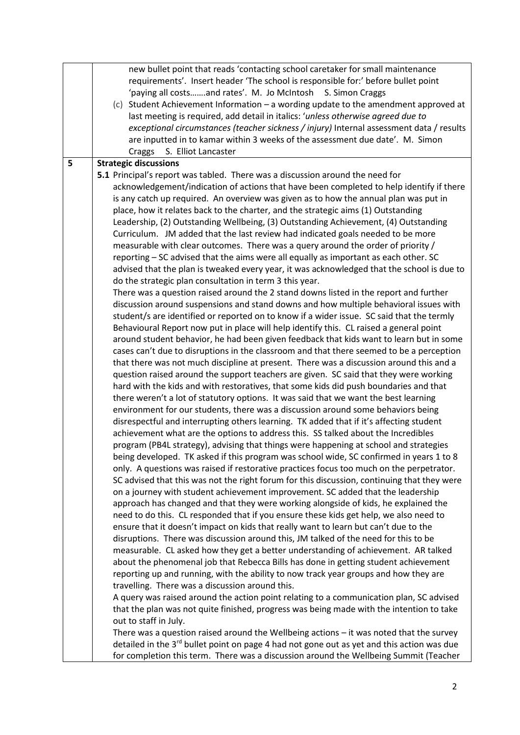| | |
|---|---|
| | new bullet point that reads 'contacting school caretaker for small maintenance requirements'. Insert header 'The school is responsible for:' before bullet point 'paying all costs…….and rates'. M. Jo McIntosh S. Simon Craggs<br>(c) Student Achievement Information – a wording update to the amendment approved at last meeting is required, add detail in italics: '*unless otherwise agreed due to exceptional circumstances (teacher sickness / injury)* Internal assessment data / results are inputted in to kamar within 3 weeks of the assessment due date'. M. Simon Craggs S. Elliot Lancaster |
| **5** | **Strategic discussions**<br>**5.1** Principal's report was tabled. There was a discussion around the need for acknowledgement/indication of actions that have been completed to help identify if there is any catch up required. An overview was given as to how the annual plan was put in place, how it relates back to the charter, and the strategic aims (1) Outstanding Leadership, (2) Outstanding Wellbeing, (3) Outstanding Achievement, (4) Outstanding Curriculum. JM added that the last review had indicated goals needed to be more measurable with clear outcomes. There was a query around the order of priority / reporting – SC advised that the aims were all equally as important as each other. SC advised that the plan is tweaked every year, it was acknowledged that the school is due to do the strategic plan consultation in term 3 this year.<br>There was a question raised around the 2 stand downs listed in the report and further discussion around suspensions and stand downs and how multiple behavioral issues with student/s are identified or reported on to know if a wider issue. SC said that the termly Behavioural Report now put in place will help identify this. CL raised a general point around student behavior, he had been given feedback that kids want to learn but in some cases can't due to disruptions in the classroom and that there seemed to be a perception that there was not much discipline at present. There was a discussion around this and a question raised around the support teachers are given. SC said that they were working hard with the kids and with restoratives, that some kids did push boundaries and that there weren't a lot of statutory options. It was said that we want the best learning environment for our students, there was a discussion around some behaviors being disrespectful and interrupting others learning. TK added that if it's affecting student achievement what are the options to address this. SS talked about the Incredibles program (PB4L strategy), advising that things were happening at school and strategies being developed. TK asked if this program was school wide, SC confirmed in years 1 to 8 only. A questions was raised if restorative practices focus too much on the perpetrator. SC advised that this was not the right forum for this discussion, continuing that they were on a journey with student achievement improvement. SC added that the leadership approach has changed and that they were working alongside of kids, he explained the need to do this. CL responded that if you ensure these kids get help, we also need to ensure that it doesn't impact on kids that really want to learn but can't due to the disruptions. There was discussion around this, JM talked of the need for this to be measurable. CL asked how they get a better understanding of achievement. AR talked about the phenomenal job that Rebecca Bills has done in getting student achievement reporting up and running, with the ability to now track year groups and how they are travelling. There was a discussion around this.<br>A query was raised around the action point relating to a communication plan, SC advised that the plan was not quite finished, progress was being made with the intention to take out to staff in July.<br>There was a question raised around the Wellbeing actions – it was noted that the survey detailed in the 3rd bullet point on page 4 had not gone out as yet and this action was due for completion this term. There was a discussion around the Wellbeing Summit (Teacher |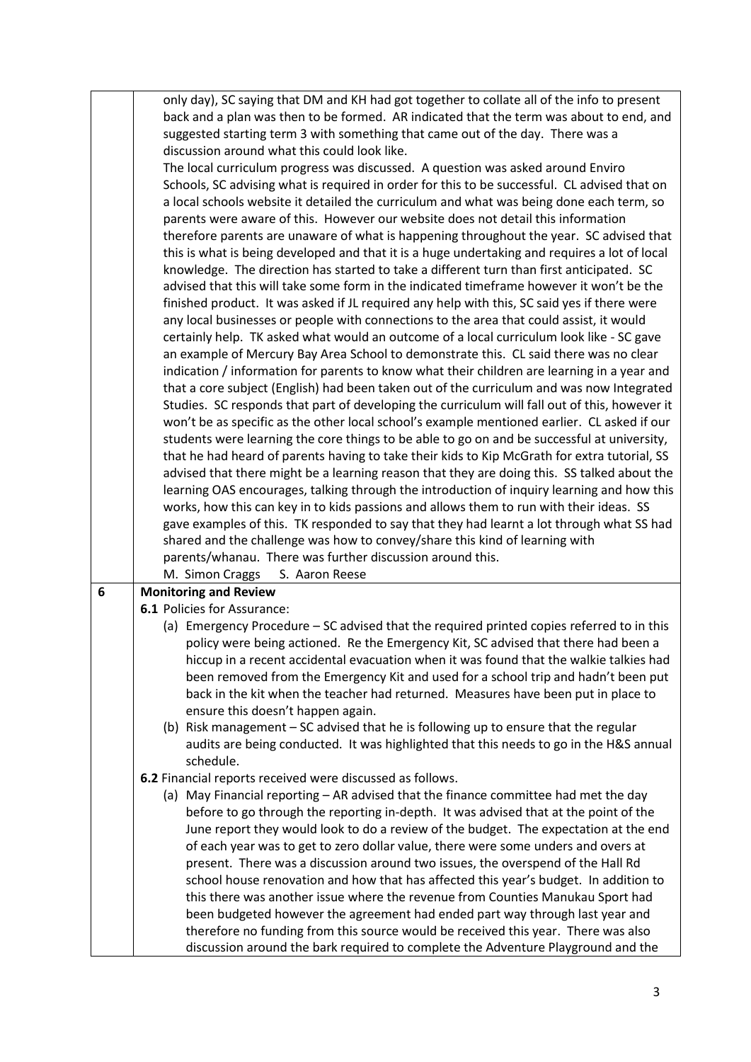| | |
|---|---|
| | only day), SC saying that DM and KH had got together to collate all of the info to present back and a plan was then to be formed. AR indicated that the term was about to end, and suggested starting term 3 with something that came out of the day. There was a discussion around what this could look like.<br>The local curriculum progress was discussed. A question was asked around Enviro Schools, SC advising what is required in order for this to be successful. CL advised that on a local schools website it detailed the curriculum and what was being done each term, so parents were aware of this. However our website does not detail this information therefore parents are unaware of what is happening throughout the year. SC advised that this is what is being developed and that it is a huge undertaking and requires a lot of local knowledge. The direction has started to take a different turn than first anticipated. SC advised that this will take some form in the indicated timeframe however it won't be the finished product. It was asked if JL required any help with this, SC said yes if there were any local businesses or people with connections to the area that could assist, it would certainly help. TK asked what would an outcome of a local curriculum look like - SC gave an example of Mercury Bay Area School to demonstrate this. CL said there was no clear indication / information for parents to know what their children are learning in a year and that a core subject (English) had been taken out of the curriculum and was now Integrated Studies. SC responds that part of developing the curriculum will fall out of this, however it won't be as specific as the other local school's example mentioned earlier. CL asked if our students were learning the core things to be able to go on and be successful at university, that he had heard of parents having to take their kids to Kip McGrath for extra tutorial, SS advised that there might be a learning reason that they are doing this. SS talked about the learning OAS encourages, talking through the introduction of inquiry learning and how this works, how this can key in to kids passions and allows them to run with their ideas. SS gave examples of this. TK responded to say that they had learnt a lot through what SS had shared and the challenge was how to convey/share this kind of learning with parents/whanau. There was further discussion around this.<br>M. Simon Craggs S. Aaron Reese |
| 6 | **Monitoring and Review**<br>**6.1** Policies for Assurance:<br>(a) Emergency Procedure – SC advised that the required printed copies referred to in this policy were being actioned. Re the Emergency Kit, SC advised that there had been a hiccup in a recent accidental evacuation when it was found that the walkie talkies had been removed from the Emergency Kit and used for a school trip and hadn't been put back in the kit when the teacher had returned. Measures have been put in place to ensure this doesn't happen again.<br>(b) Risk management – SC advised that he is following up to ensure that the regular audits are being conducted. It was highlighted that this needs to go in the H&S annual schedule.<br>**6.2** Financial reports received were discussed as follows.<br>(a) May Financial reporting – AR advised that the finance committee had met the day before to go through the reporting in-depth. It was advised that at the point of the June report they would look to do a review of the budget. The expectation at the end of each year was to get to zero dollar value, there were some unders and overs at present. There was a discussion around two issues, the overspend of the Hall Rd school house renovation and how that has affected this year's budget. In addition to this there was another issue where the revenue from Counties Manukau Sport had been budgeted however the agreement had ended part way through last year and therefore no funding from this source would be received this year. There was also discussion around the bark required to complete the Adventure Playground and the |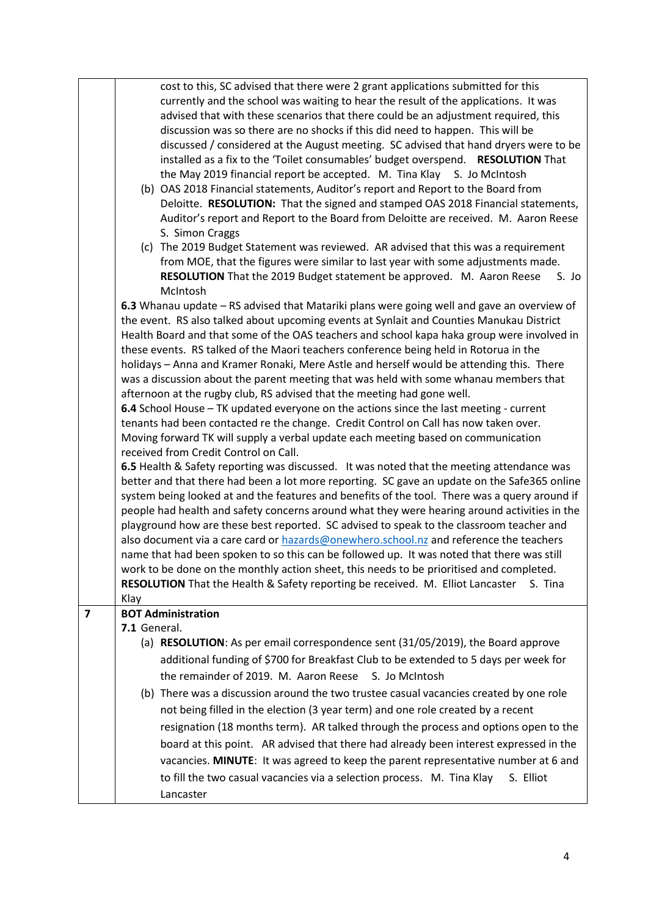| | |
|---|---|
| | cost to this, SC advised that there were 2 grant applications submitted for this currently and the school was waiting to hear the result of the applications. It was advised that with these scenarios that there could be an adjustment required, this discussion was so there are no shocks if this did need to happen. This will be discussed / considered at the August meeting. SC advised that hand dryers were to be installed as a fix to the 'Toilet consumables' budget overspend. **RESOLUTION** That the May 2019 financial report be accepted. M. Tina Klay S. Jo McIntosh<br>(b) OAS 2018 Financial statements, Auditor's report and Report to the Board from Deloitte. **RESOLUTION:** That the signed and stamped OAS 2018 Financial statements, Auditor's report and Report to the Board from Deloitte are received. M. Aaron Reese S. Simon Craggs<br>(c) The 2019 Budget Statement was reviewed. AR advised that this was a requirement from MOE, that the figures were similar to last year with some adjustments made. **RESOLUTION** That the 2019 Budget statement be approved. M. Aaron Reese S. Jo McIntosh<br>**6.3** Whanau update – RS advised that Matariki plans were going well and gave an overview of the event. RS also talked about upcoming events at Synlait and Counties Manukau District Health Board and that some of the OAS teachers and school kapa haka group were involved in these events. RS talked of the Maori teachers conference being held in Rotorua in the holidays – Anna and Kramer Ronaki, Mere Astle and herself would be attending this. There was a discussion about the parent meeting that was held with some whanau members that afternoon at the rugby club, RS advised that the meeting had gone well.<br>**6.4** School House – TK updated everyone on the actions since the last meeting - current tenants had been contacted re the change. Credit Control on Call has now taken over. Moving forward TK will supply a verbal update each meeting based on communication received from Credit Control on Call.<br>**6.5** Health & Safety reporting was discussed. It was noted that the meeting attendance was better and that there had been a lot more reporting. SC gave an update on the Safe365 online system being looked at and the features and benefits of the tool. There was a query around if people had health and safety concerns around what they were hearing around activities in the playground how are these best reported. SC advised to speak to the classroom teacher and also document via a care card or hazards@onewhero.school.nz and reference the teachers name that had been spoken to so this can be followed up. It was noted that there was still work to be done on the monthly action sheet, this needs to be prioritised and completed. **RESOLUTION** That the Health & Safety reporting be received. M. Elliot Lancaster S. Tina Klay |
| **7** | **BOT Administration**<br>**7.1** General.<br>(a) **RESOLUTION**: As per email correspondence sent (31/05/2019), the Board approve additional funding of $700 for Breakfast Club to be extended to 5 days per week for the remainder of 2019. M. Aaron Reese S. Jo McIntosh<br>(b) There was a discussion around the two trustee casual vacancies created by one role not being filled in the election (3 year term) and one role created by a recent resignation (18 months term). AR talked through the process and options open to the board at this point. AR advised that there had already been interest expressed in the vacancies. **MINUTE**: It was agreed to keep the parent representative number at 6 and to fill the two casual vacancies via a selection process. M. Tina Klay S. Elliot Lancaster |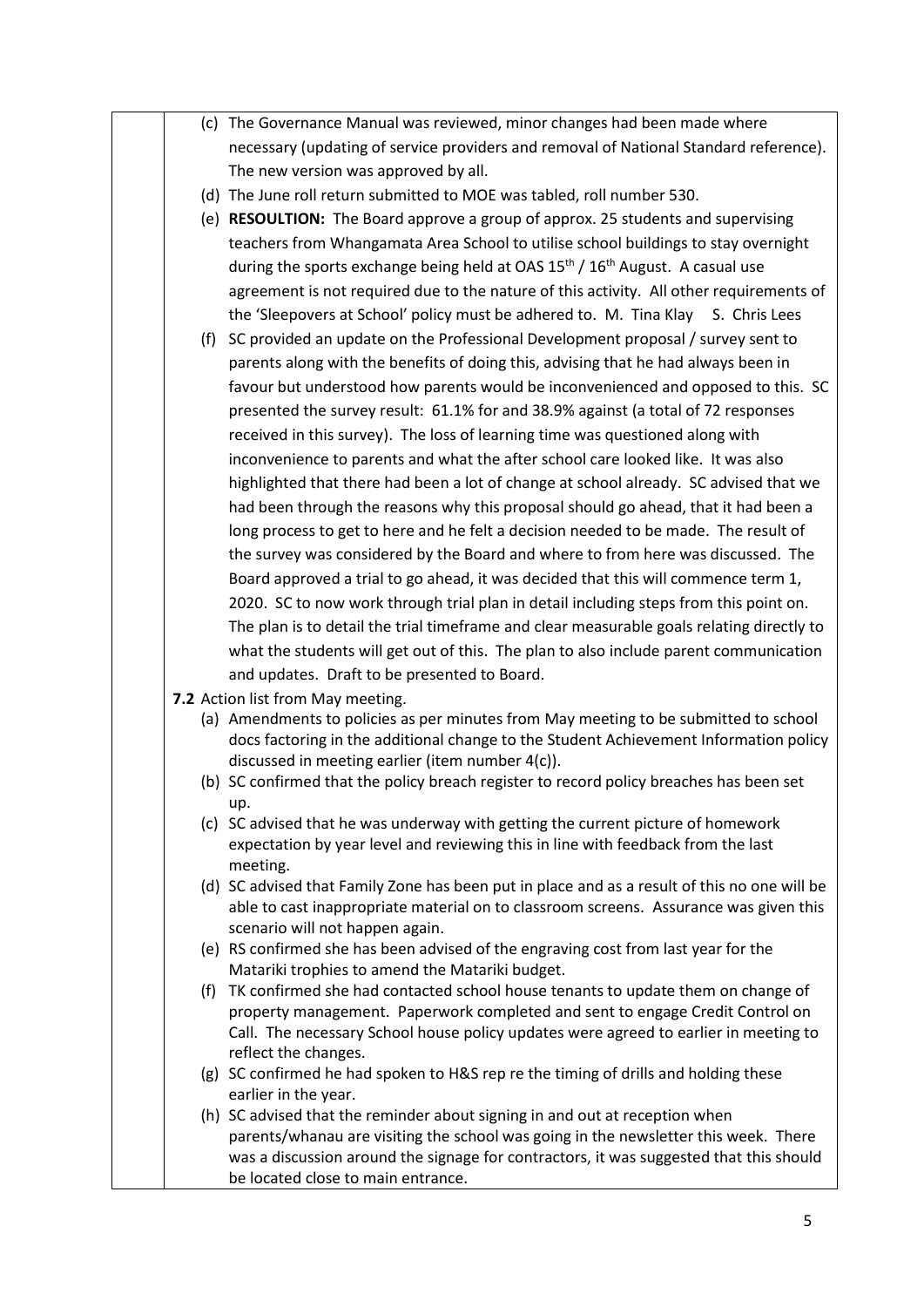(c) The Governance Manual was reviewed, minor changes had been made where necessary (updating of service providers and removal of National Standard reference). The new version was approved by all.

(d) The June roll return submitted to MOE was tabled, roll number 530.

(e) **RESOULTION:** The Board approve a group of approx. 25 students and supervising teachers from Whangamata Area School to utilise school buildings to stay overnight during the sports exchange being held at OAS 15th / 16th August. A casual use agreement is not required due to the nature of this activity. All other requirements of the 'Sleepovers at School' policy must be adhered to. M. Tina Klay S. Chris Lees

(f) SC provided an update on the Professional Development proposal / survey sent to parents along with the benefits of doing this, advising that he had always been in favour but understood how parents would be inconvenienced and opposed to this. SC presented the survey result: 61.1% for and 38.9% against (a total of 72 responses received in this survey). The loss of learning time was questioned along with inconvenience to parents and what the after school care looked like. It was also highlighted that there had been a lot of change at school already. SC advised that we had been through the reasons why this proposal should go ahead, that it had been a long process to get to here and he felt a decision needed to be made. The result of the survey was considered by the Board and where to from here was discussed. The Board approved a trial to go ahead, it was decided that this will commence term 1, 2020. SC to now work through trial plan in detail including steps from this point on. The plan is to detail the trial timeframe and clear measurable goals relating directly to what the students will get out of this. The plan to also include parent communication and updates. Draft to be presented to Board.

**7.2** Action list from May meeting.

(a) Amendments to policies as per minutes from May meeting to be submitted to school docs factoring in the additional change to the Student Achievement Information policy discussed in meeting earlier (item number 4(c)).

(b) SC confirmed that the policy breach register to record policy breaches has been set up.

(c) SC advised that he was underway with getting the current picture of homework expectation by year level and reviewing this in line with feedback from the last meeting.

(d) SC advised that Family Zone has been put in place and as a result of this no one will be able to cast inappropriate material on to classroom screens. Assurance was given this scenario will not happen again.

(e) RS confirmed she has been advised of the engraving cost from last year for the Matariki trophies to amend the Matariki budget.

(f) TK confirmed she had contacted school house tenants to update them on change of property management. Paperwork completed and sent to engage Credit Control on Call. The necessary School house policy updates were agreed to earlier in meeting to reflect the changes.

(g) SC confirmed he had spoken to H&S rep re the timing of drills and holding these earlier in the year.

(h) SC advised that the reminder about signing in and out at reception when parents/whanau are visiting the school was going in the newsletter this week. There was a discussion around the signage for contractors, it was suggested that this should be located close to main entrance.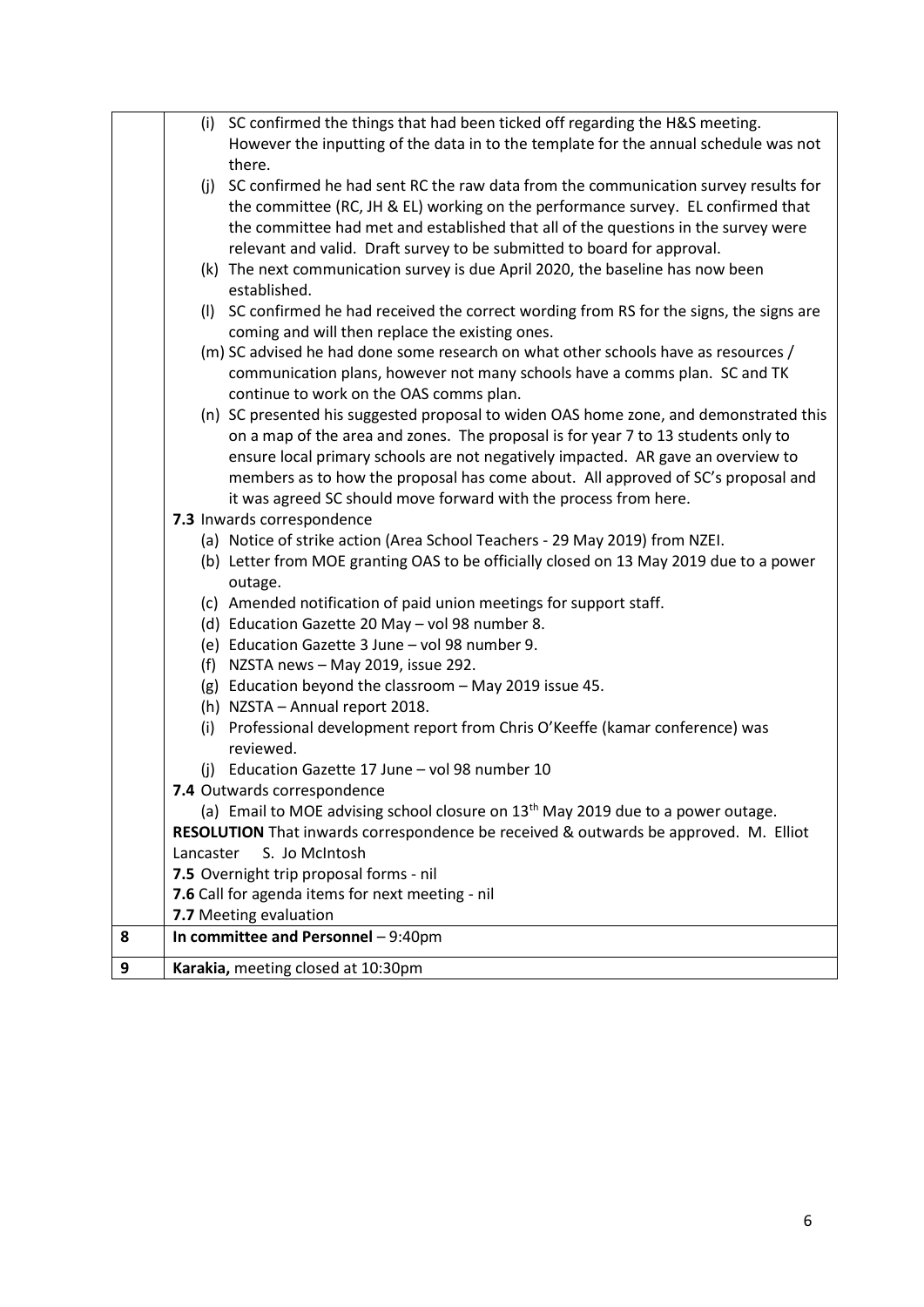| | |
|---|---|
| | (i) SC confirmed the things that had been ticked off regarding the H&S meeting. However the inputting of the data in to the template for the annual schedule was not there.<br>(j) SC confirmed he had sent RC the raw data from the communication survey results for the committee (RC, JH & EL) working on the performance survey. EL confirmed that the committee had met and established that all of the questions in the survey were relevant and valid. Draft survey to be submitted to board for approval.<br>(k) The next communication survey is due April 2020, the baseline has now been established.<br>(l) SC confirmed he had received the correct wording from RS for the signs, the signs are coming and will then replace the existing ones.<br>(m) SC advised he had done some research on what other schools have as resources / communication plans, however not many schools have a comms plan. SC and TK continue to work on the OAS comms plan.<br>(n) SC presented his suggested proposal to widen OAS home zone, and demonstrated this on a map of the area and zones. The proposal is for year 7 to 13 students only to ensure local primary schools are not negatively impacted. AR gave an overview to members as to how the proposal has come about. All approved of SC's proposal and it was agreed SC should move forward with the process from here.<br>**7.3** Inwards correspondence<br>(a) Notice of strike action (Area School Teachers - 29 May 2019) from NZEI.<br>(b) Letter from MOE granting OAS to be officially closed on 13 May 2019 due to a power outage.<br>(c) Amended notification of paid union meetings for support staff.<br>(d) Education Gazette 20 May – vol 98 number 8.<br>(e) Education Gazette 3 June – vol 98 number 9.<br>(f) NZSTA news – May 2019, issue 292.<br>(g) Education beyond the classroom – May 2019 issue 45.<br>(h) NZSTA – Annual report 2018.<br>(i) Professional development report from Chris O'Keeffe (kamar conference) was reviewed.<br>(j) Education Gazette 17 June – vol 98 number 10<br>**7.4** Outwards correspondence<br>(a) Email to MOE advising school closure on 13th May 2019 due to a power outage.<br>**RESOLUTION** That inwards correspondence be received & outwards be approved. M. Elliot Lancaster S. Jo McIntosh<br>**7.5** Overnight trip proposal forms - nil<br>**7.6** Call for agenda items for next meeting - nil<br>**7.7** Meeting evaluation |
| **8** | **In committee and Personnel** – 9:40pm |
| **9** | **Karakia,** meeting closed at 10:30pm |